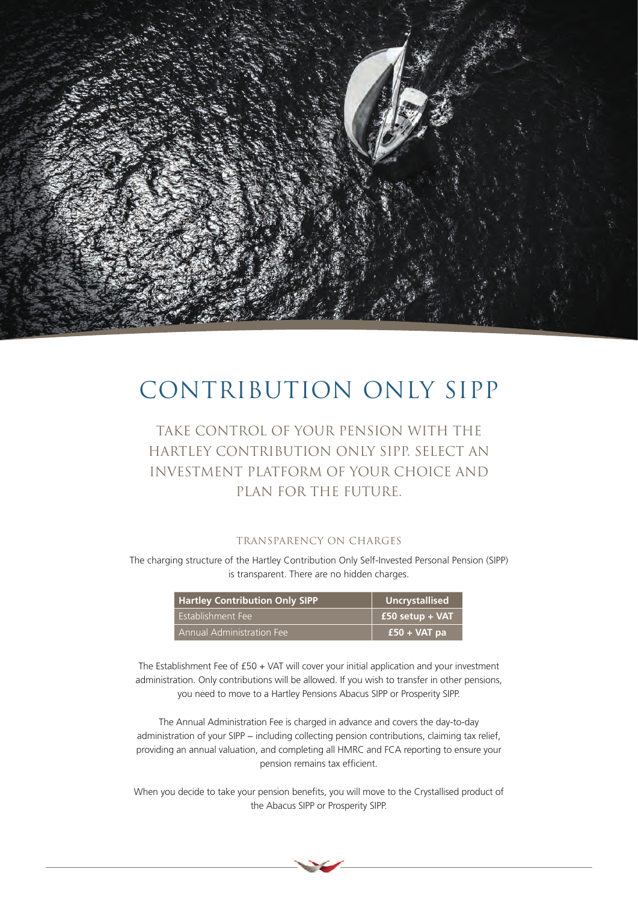# CONTRIBUTION ONLY SIPP

## TAKE CONTROL OF YOUR PENSION WITH THE HARTLEY CONTRIBUTION ONLY SIPP. SELECT AN INVESTMENT PLATFORM OF YOUR CHOICE AND PLAN FOR THE FUTURE.

### TRANSPARENCY ON CHARGES

The charging structure of the Hartley Contribution Only Self-Invested Personal Pension (SIPP) is transparent. There are no hidden charges.

| Hartley Contribution Only SIPP | Uncrystallised |
|---|---|
| Establishment Fee | £50 setup + VAT |
| Annual Administration Fee | £50 + VAT pa |

The Establishment Fee of £50 + VAT will cover your initial application and your investment administration. Only contributions will be allowed. If you wish to transfer in other pensions, you need to move to a Hartley Pensions Abacus SIPP or Prosperity SIPP.

The Annual Administration Fee is charged in advance and covers the day-to-day administration of your SIPP – including collecting pension contributions, claiming tax relief, providing an annual valuation, and completing all HMRC and FCA reporting to ensure your pension remains tax efficient.

When you decide to take your pension benefits, you will move to the Crystallised product of the Abacus SIPP or Prosperity SIPP.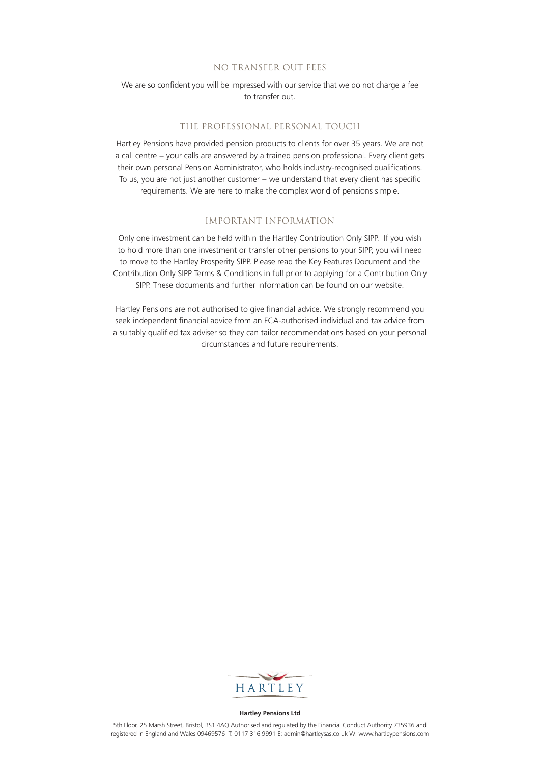## NO TRANSFER OUT FEES

We are so confident you will be impressed with our service that we do not charge a fee to transfer out.

## THE PROFESSIONAL PERSONAL TOUCH

Hartley Pensions have provided pension products to clients for over 35 years. We are not a call centre – your calls are answered by a trained pension professional. Every client gets their own personal Pension Administrator, who holds industry-recognised qualifications. To us, you are not just another customer – we understand that every client has specific requirements. We are here to make the complex world of pensions simple.

## IMPORTANT INFORMATION

Only one investment can be held within the Hartley Contribution Only SIPP. If you wish to hold more than one investment or transfer other pensions to your SIPP, you will need to move to the Hartley Prosperity SIPP. Please read the Key Features Document and the Contribution Only SIPP Terms & Conditions in full prior to applying for a Contribution Only SIPP. These documents and further information can be found on our website.

Hartley Pensions are not authorised to give financial advice. We strongly recommend you seek independent financial advice from an FCA-authorised individual and tax advice from a suitably qualified tax adviser so they can tailor recommendations based on your personal circumstances and future requirements.

HARTLEY

**Hartley Pensions Ltd**

5th Floor, 25 Marsh Street, Bristol, BS1 4AQ Authorised and regulated by the Financial Conduct Authority 735936 and registered in England and Wales 09469576 T: 0117 316 9991 E: admin@hartleysas.co.uk W: www.hartleypensions.com